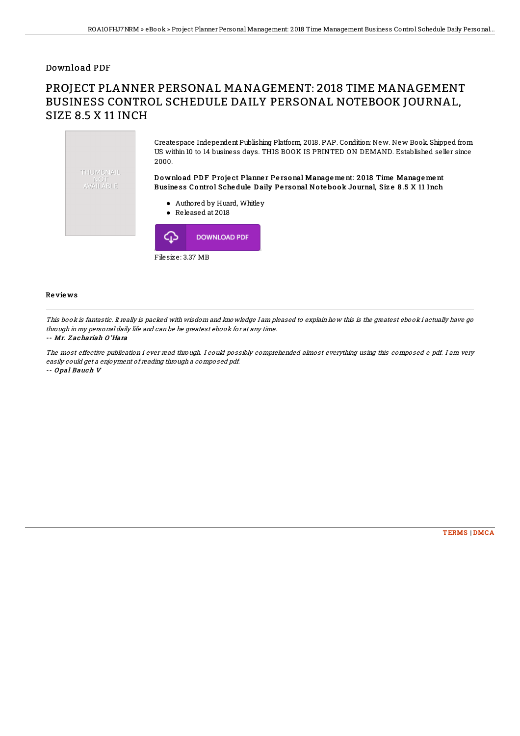Download PDF

# PROJECT PLANNER PERSONAL MANAGEMENT: 2018 TIME MANAGEMENT BUSINESS CONTROL SCHEDULE DAILY PERSONAL NOTEBOOK JOURNAL, SIZE 8.5 X 11 INCH

THUMBNAIL NOT AVAILABLE

Createspace Independent Publishing Platform, 2018. PAP. Condition: New. New Book. Shipped from US within 10 to 14 business days. THIS BOOK IS PRINTED ON DEMAND. Established seller since 2000.

**Download PDF Project Planner Personal Management: 2018 Time Management Business Control Schedule Daily Personal Notebook Journal, Size 8.5 X 11 Inch**

- Authored by Huard, Whitley
- Released at 2018

DOWNLOAD PDF

Filesize: 3.37 MB

## Reviews

*This book is fantastic. It really is packed with wisdom and knowledge I am pleased to explain how this is the greatest ebook i actually have go through in my personal daily life and can be he greatest ebook for at any time.*

*-- Mr. Zachariah O'Hara*

*The most effective publication i ever read through. I could possibly comprehended almost everything using this composed e pdf. I am very easily could get a enjoyment of reading through a composed pdf.*

*-- Opal Bauch V*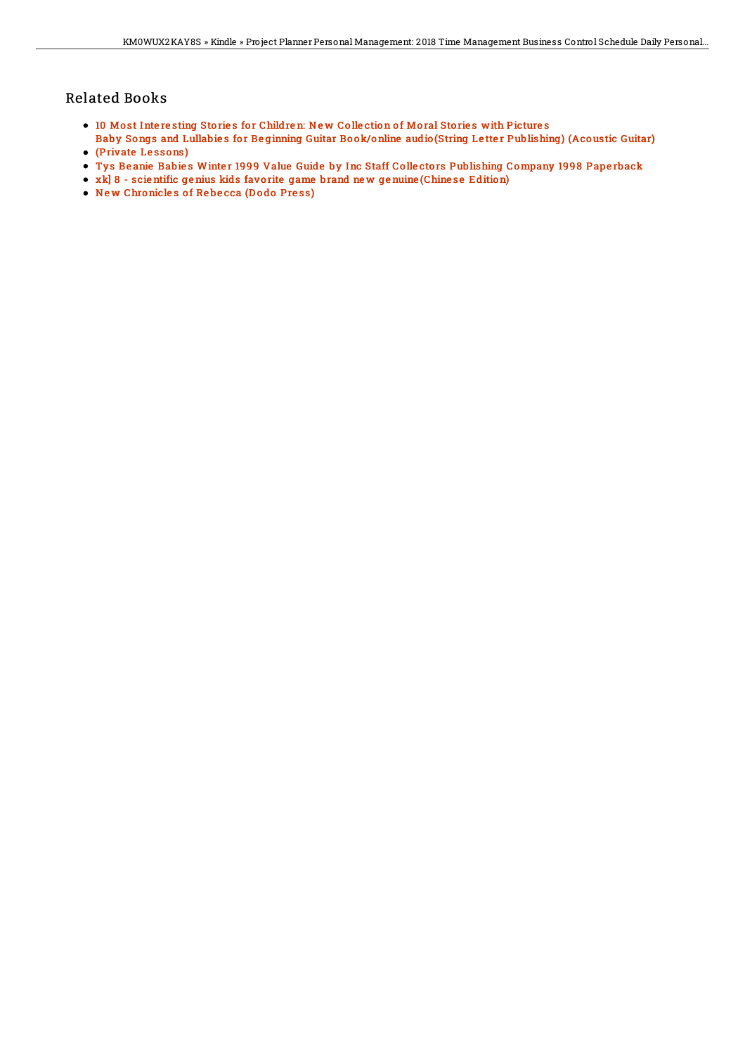## Related Books

- 10 Most Interesting Stories for Children: New Collection of Moral Stories with Pictures
- Baby Songs and Lullabies for Beginning Guitar Book/online audio(String Letter Publishing) (Acoustic Guitar) (Private Lessons)
- Tys Beanie Babies Winter 1999 Value Guide by Inc Staff Collectors Publishing Company 1998 Paperback
- xk] 8 - scientific genius kids favorite game brand new genuine(Chinese Edition)
- New Chronicles of Rebecca (Dodo Press)